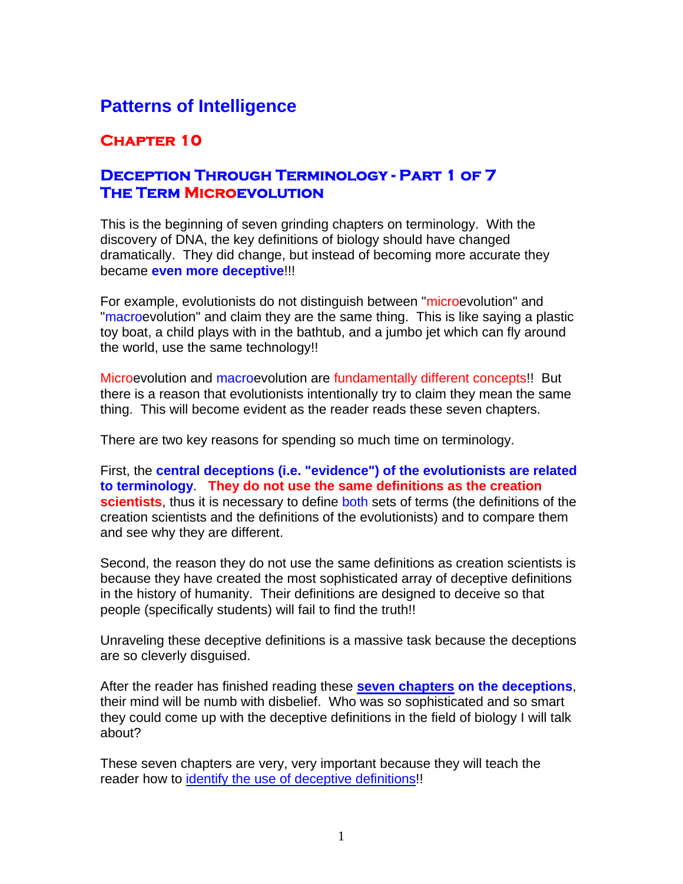# Patterns of Intelligence

## Chapter 10

### Deception Through Terminology - Part 1 of 7
### The Term Microevolution

This is the beginning of seven grinding chapters on terminology. With the discovery of DNA, the key definitions of biology should have changed dramatically. They did change, but instead of becoming more accurate they became **even more deceptive**!!!

For example, evolutionists do not distinguish between "microevolution" and "macroevolution" and claim they are the same thing. This is like saying a plastic toy boat, a child plays with in the bathtub, and a jumbo jet which can fly around the world, use the same technology!!

Microevolution and macroevolution are fundamentally different concepts!! But there is a reason that evolutionists intentionally try to claim they mean the same thing. This will become evident as the reader reads these seven chapters.

There are two key reasons for spending so much time on terminology.

First, the **central deceptions (i.e. "evidence") of the evolutionists are related to terminology**. **They do not use the same definitions as the creation scientists**, thus it is necessary to define both sets of terms (the definitions of the creation scientists and the definitions of the evolutionists) and to compare them and see why they are different.

Second, the reason they do not use the same definitions as creation scientists is because they have created the most sophisticated array of deceptive definitions in the history of humanity. Their definitions are designed to deceive so that people (specifically students) will fail to find the truth!!

Unraveling these deceptive definitions is a massive task because the deceptions are so cleverly disguised.

After the reader has finished reading these **seven chapters on the deceptions**, their mind will be numb with disbelief. Who was so sophisticated and so smart they could come up with the deceptive definitions in the field of biology I will talk about?

These seven chapters are very, very important because they will teach the reader how to identify the use of deceptive definitions!!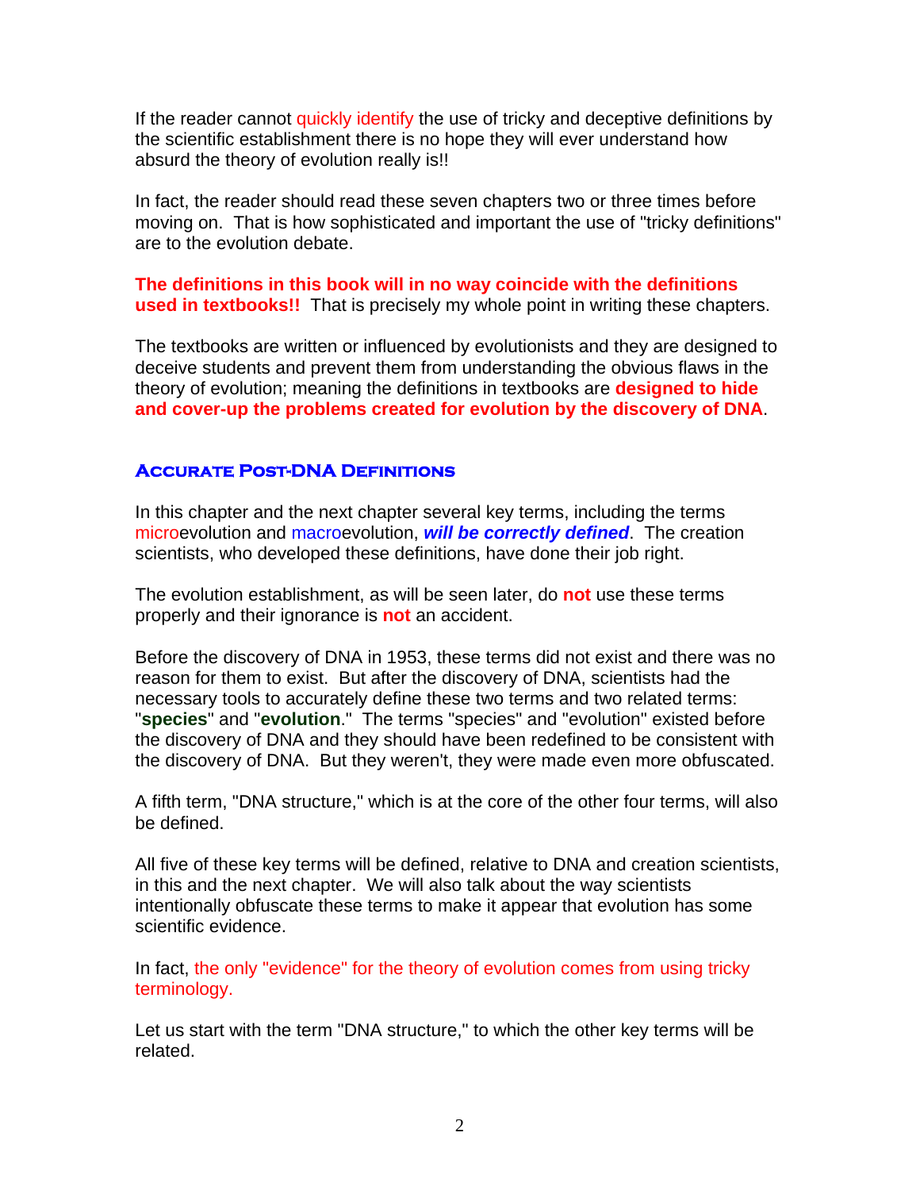If the reader cannot quickly identify the use of tricky and deceptive definitions by the scientific establishment there is no hope they will ever understand how absurd the theory of evolution really is!!

In fact, the reader should read these seven chapters two or three times before moving on. That is how sophisticated and important the use of "tricky definitions" are to the evolution debate.

**The definitions in this book will in no way coincide with the definitions used in textbooks!!** That is precisely my whole point in writing these chapters.

The textbooks are written or influenced by evolutionists and they are designed to deceive students and prevent them from understanding the obvious flaws in the theory of evolution; meaning the definitions in textbooks are **designed to hide and cover-up the problems created for evolution by the discovery of DNA**.

## Accurate Post-DNA Definitions

In this chapter and the next chapter several key terms, including the terms microevolution and macroevolution, ***will be correctly defined***. The creation scientists, who developed these definitions, have done their job right.

The evolution establishment, as will be seen later, do **not** use these terms properly and their ignorance is **not** an accident.

Before the discovery of DNA in 1953, these terms did not exist and there was no reason for them to exist. But after the discovery of DNA, scientists had the necessary tools to accurately define these two terms and two related terms: "**species**" and "**evolution**." The terms "species" and "evolution" existed before the discovery of DNA and they should have been redefined to be consistent with the discovery of DNA. But they weren't, they were made even more obfuscated.

A fifth term, "DNA structure," which is at the core of the other four terms, will also be defined.

All five of these key terms will be defined, relative to DNA and creation scientists, in this and the next chapter. We will also talk about the way scientists intentionally obfuscate these terms to make it appear that evolution has some scientific evidence.

In fact, the only "evidence" for the theory of evolution comes from using tricky terminology.

Let us start with the term "DNA structure," to which the other key terms will be related.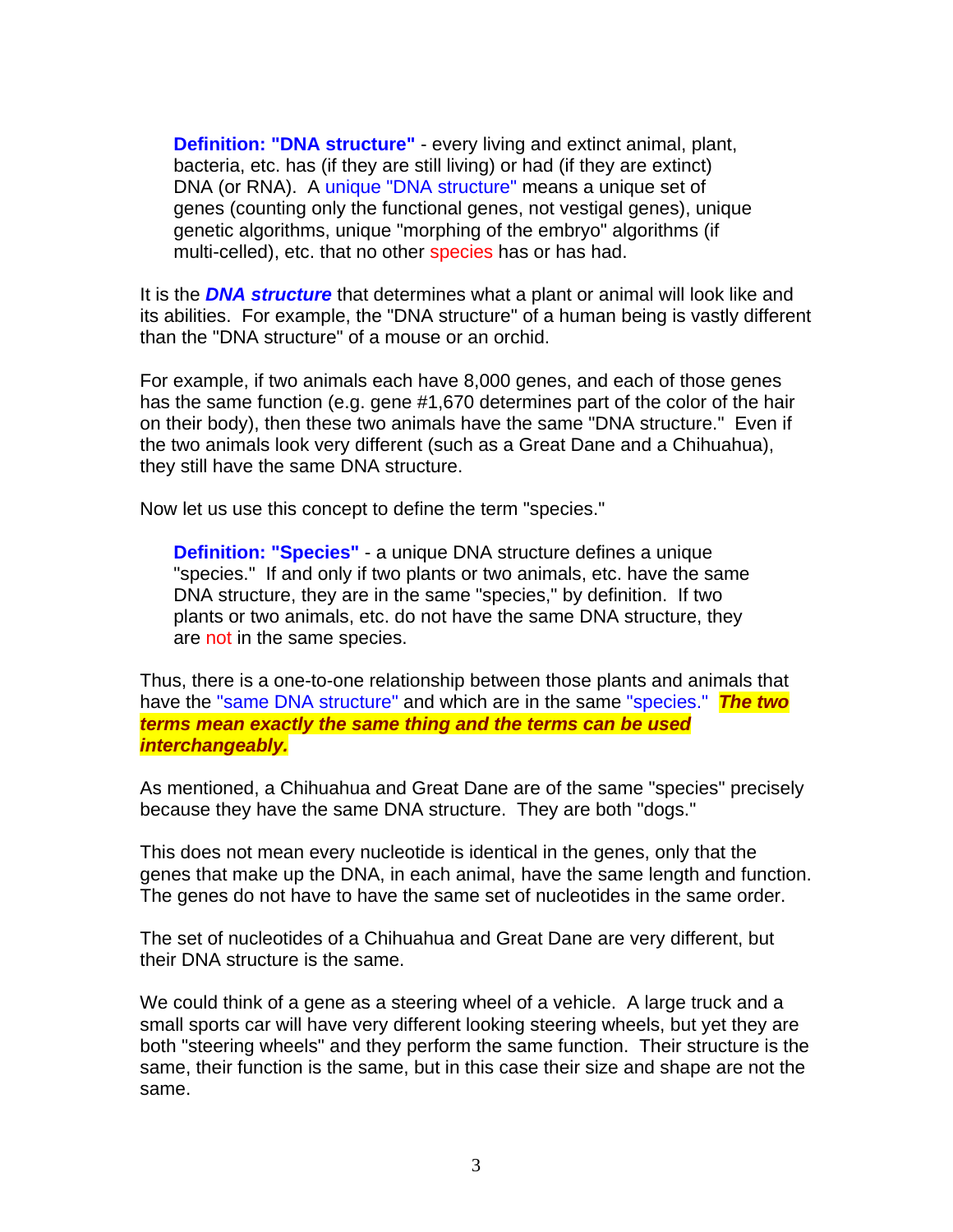> **Definition: "DNA structure"** - every living and extinct animal, plant, bacteria, etc. has (if they are still living) or had (if they are extinct) DNA (or RNA). A unique "DNA structure" means a unique set of genes (counting only the functional genes, not vestigal genes), unique genetic algorithms, unique "morphing of the embryo" algorithms (if multi-celled), etc. that no other species has or has had.

It is the ***DNA structure*** that determines what a plant or animal will look like and its abilities. For example, the "DNA structure" of a human being is vastly different than the "DNA structure" of a mouse or an orchid.

For example, if two animals each have 8,000 genes, and each of those genes has the same function (e.g. gene #1,670 determines part of the color of the hair on their body), then these two animals have the same "DNA structure." Even if the two animals look very different (such as a Great Dane and a Chihuahua), they still have the same DNA structure.

Now let us use this concept to define the term "species."

> **Definition: "Species"** - a unique DNA structure defines a unique "species." If and only if two plants or two animals, etc. have the same DNA structure, they are in the same "species," by definition. If two plants or two animals, etc. do not have the same DNA structure, they are not in the same species.

Thus, there is a one-to-one relationship between those plants and animals that have the "same DNA structure" and which are in the same "species." ***The two terms mean exactly the same thing and the terms can be used interchangeably.***

As mentioned, a Chihuahua and Great Dane are of the same "species" precisely because they have the same DNA structure. They are both "dogs."

This does not mean every nucleotide is identical in the genes, only that the genes that make up the DNA, in each animal, have the same length and function. The genes do not have to have the same set of nucleotides in the same order.

The set of nucleotides of a Chihuahua and Great Dane are very different, but their DNA structure is the same.

We could think of a gene as a steering wheel of a vehicle. A large truck and a small sports car will have very different looking steering wheels, but yet they are both "steering wheels" and they perform the same function. Their structure is the same, their function is the same, but in this case their size and shape are not the same.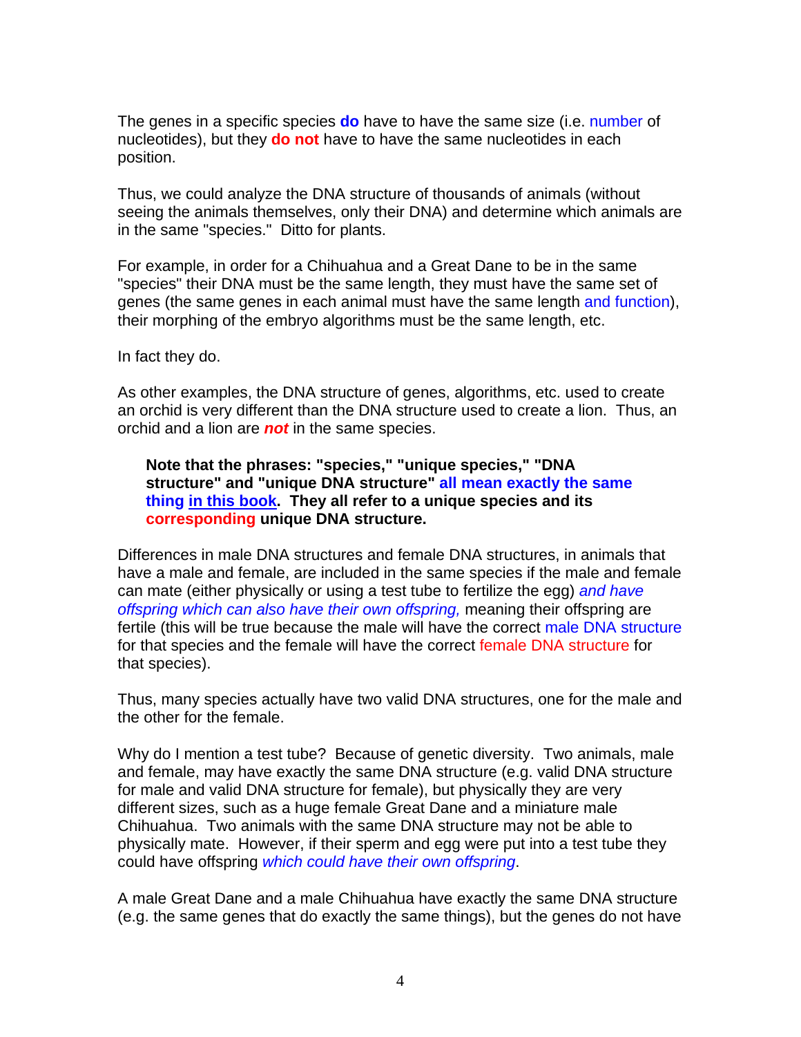The genes in a specific species **do** have to have the same size (i.e. number of nucleotides), but they **do not** have to have the same nucleotides in each position.

Thus, we could analyze the DNA structure of thousands of animals (without seeing the animals themselves, only their DNA) and determine which animals are in the same "species." Ditto for plants.

For example, in order for a Chihuahua and a Great Dane to be in the same "species" their DNA must be the same length, they must have the same set of genes (the same genes in each animal must have the same length and function), their morphing of the embryo algorithms must be the same length, etc.

In fact they do.

As other examples, the DNA structure of genes, algorithms, etc. used to create an orchid is very different than the DNA structure used to create a lion. Thus, an orchid and a lion are ***not*** in the same species.

> **Note that the phrases: "species," "unique species," "DNA structure" and "unique DNA structure" all mean exactly the same thing <u>in this book</u>. They all refer to a unique species and its corresponding unique DNA structure.**

Differences in male DNA structures and female DNA structures, in animals that have a male and female, are included in the same species if the male and female can mate (either physically or using a test tube to fertilize the egg) *and have offspring which can also have their own offspring,* meaning their offspring are fertile (this will be true because the male will have the correct male DNA structure for that species and the female will have the correct female DNA structure for that species).

Thus, many species actually have two valid DNA structures, one for the male and the other for the female.

Why do I mention a test tube? Because of genetic diversity. Two animals, male and female, may have exactly the same DNA structure (e.g. valid DNA structure for male and valid DNA structure for female), but physically they are very different sizes, such as a huge female Great Dane and a miniature male Chihuahua. Two animals with the same DNA structure may not be able to physically mate. However, if their sperm and egg were put into a test tube they could have offspring *which could have their own offspring*.

A male Great Dane and a male Chihuahua have exactly the same DNA structure (e.g. the same genes that do exactly the same things), but the genes do not have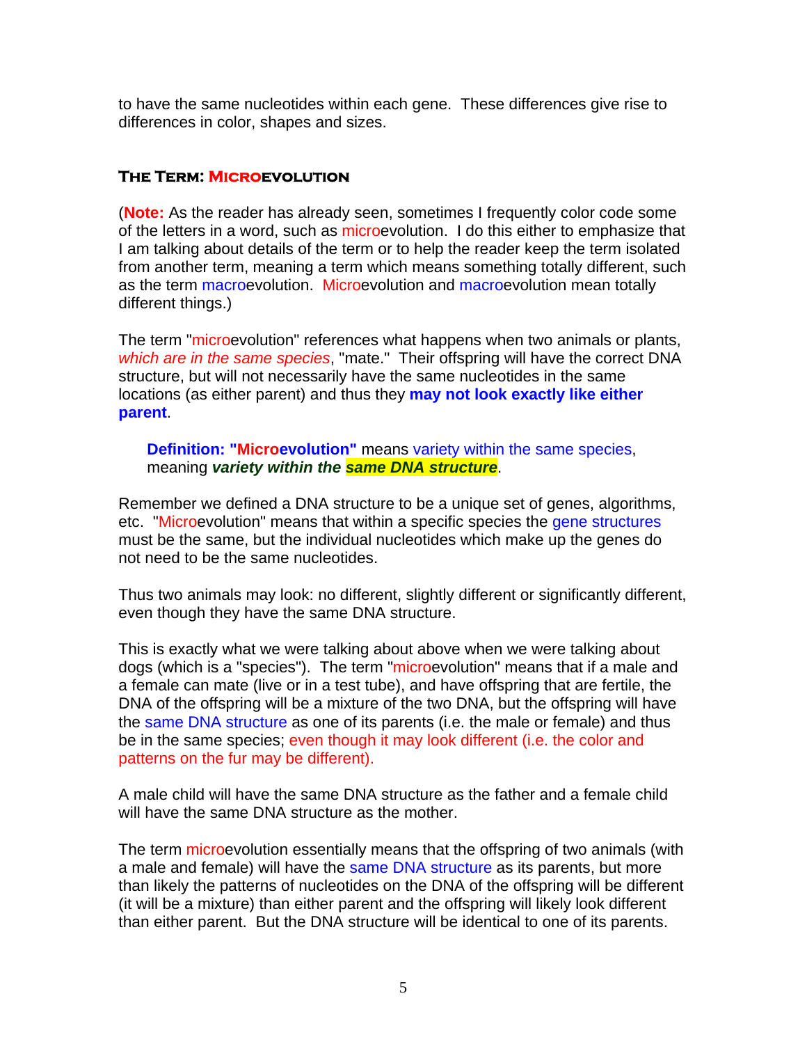to have the same nucleotides within each gene. These differences give rise to differences in color, shapes and sizes.

### The Term: Microevolution

(**Note:** As the reader has already seen, sometimes I frequently color code some of the letters in a word, such as microevolution. I do this either to emphasize that I am talking about details of the term or to help the reader keep the term isolated from another term, meaning a term which means something totally different, such as the term macroevolution. Microevolution and macroevolution mean totally different things.)

The term "microevolution" references what happens when two animals or plants, *which are in the same species*, "mate." Their offspring will have the correct DNA structure, but will not necessarily have the same nucleotides in the same locations (as either parent) and thus they **may not look exactly like either parent**.

> **Definition: "Microevolution"** means variety within the same species, meaning ***variety within the same DNA structure***.

Remember we defined a DNA structure to be a unique set of genes, algorithms, etc. "Microevolution" means that within a specific species the gene structures must be the same, but the individual nucleotides which make up the genes do not need to be the same nucleotides.

Thus two animals may look: no different, slightly different or significantly different, even though they have the same DNA structure.

This is exactly what we were talking about above when we were talking about dogs (which is a "species"). The term "microevolution" means that if a male and a female can mate (live or in a test tube), and have offspring that are fertile, the DNA of the offspring will be a mixture of the two DNA, but the offspring will have the same DNA structure as one of its parents (i.e. the male or female) and thus be in the same species; even though it may look different (i.e. the color and patterns on the fur may be different).

A male child will have the same DNA structure as the father and a female child will have the same DNA structure as the mother.

The term microevolution essentially means that the offspring of two animals (with a male and female) will have the same DNA structure as its parents, but more than likely the patterns of nucleotides on the DNA of the offspring will be different (it will be a mixture) than either parent and the offspring will likely look different than either parent. But the DNA structure will be identical to one of its parents.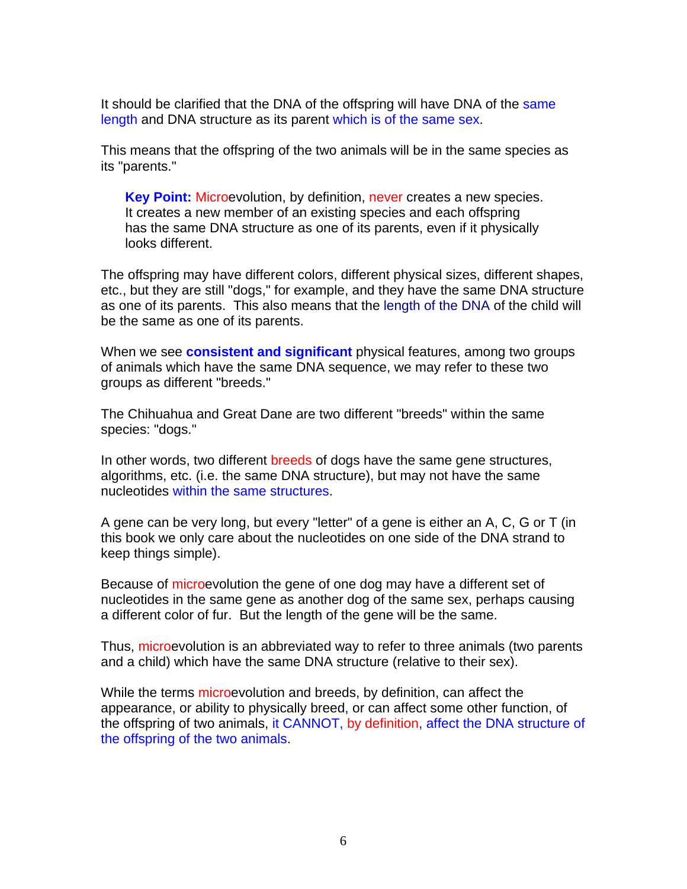It should be clarified that the DNA of the offspring will have DNA of the same length and DNA structure as its parent which is of the same sex.

This means that the offspring of the two animals will be in the same species as its "parents."

> **Key Point:** Microevolution, by definition, never creates a new species. It creates a new member of an existing species and each offspring has the same DNA structure as one of its parents, even if it physically looks different.

The offspring may have different colors, different physical sizes, different shapes, etc., but they are still "dogs," for example, and they have the same DNA structure as one of its parents. This also means that the length of the DNA of the child will be the same as one of its parents.

When we see **consistent and significant** physical features, among two groups of animals which have the same DNA sequence, we may refer to these two groups as different "breeds."

The Chihuahua and Great Dane are two different "breeds" within the same species: "dogs."

In other words, two different breeds of dogs have the same gene structures, algorithms, etc. (i.e. the same DNA structure), but may not have the same nucleotides within the same structures.

A gene can be very long, but every "letter" of a gene is either an A, C, G or T (in this book we only care about the nucleotides on one side of the DNA strand to keep things simple).

Because of microevolution the gene of one dog may have a different set of nucleotides in the same gene as another dog of the same sex, perhaps causing a different color of fur. But the length of the gene will be the same.

Thus, microevolution is an abbreviated way to refer to three animals (two parents and a child) which have the same DNA structure (relative to their sex).

While the terms microevolution and breeds, by definition, can affect the appearance, or ability to physically breed, or can affect some other function, of the offspring of two animals, it CANNOT, by definition, affect the DNA structure of the offspring of the two animals.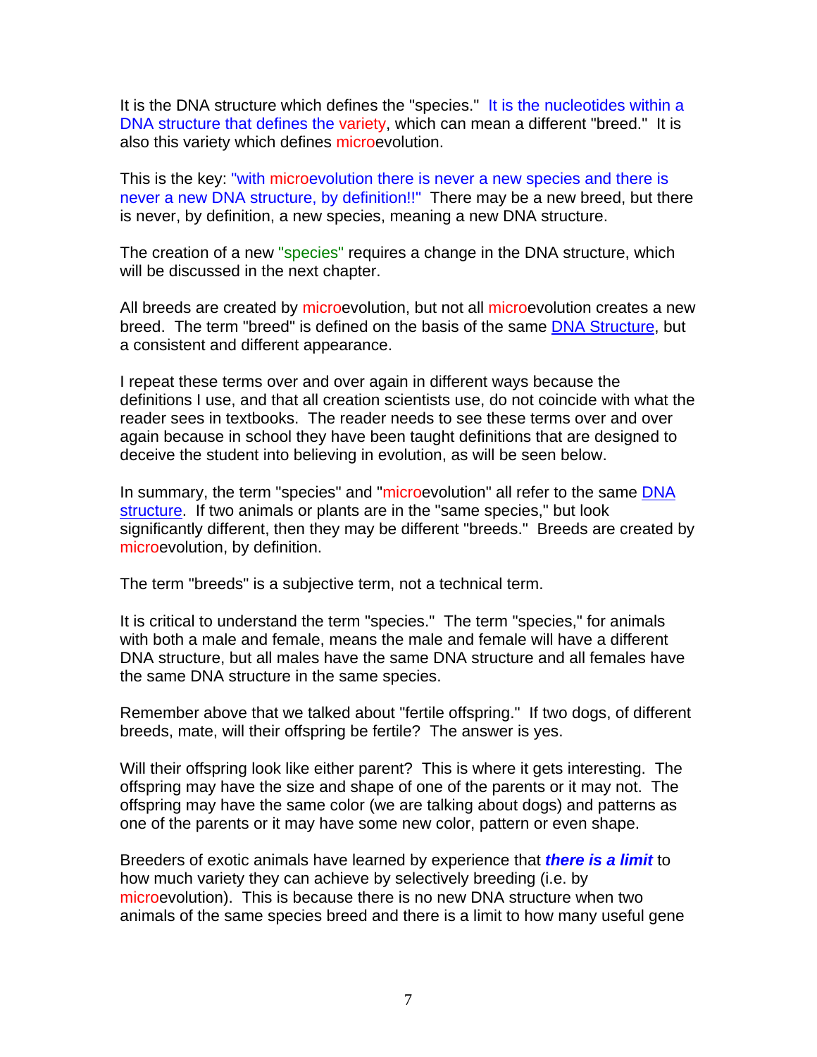It is the DNA structure which defines the "species." It is the nucleotides within a DNA structure that defines the variety, which can mean a different "breed." It is also this variety which defines microevolution.

This is the key: "with microevolution there is never a new species and there is never a new DNA structure, by definition!!" There may be a new breed, but there is never, by definition, a new species, meaning a new DNA structure.

The creation of a new "species" requires a change in the DNA structure, which will be discussed in the next chapter.

All breeds are created by microevolution, but not all microevolution creates a new breed. The term "breed" is defined on the basis of the same DNA Structure, but a consistent and different appearance.

I repeat these terms over and over again in different ways because the definitions I use, and that all creation scientists use, do not coincide with what the reader sees in textbooks. The reader needs to see these terms over and over again because in school they have been taught definitions that are designed to deceive the student into believing in evolution, as will be seen below.

In summary, the term "species" and "microevolution" all refer to the same DNA structure. If two animals or plants are in the "same species," but look significantly different, then they may be different "breeds." Breeds are created by microevolution, by definition.

The term "breeds" is a subjective term, not a technical term.

It is critical to understand the term "species." The term "species," for animals with both a male and female, means the male and female will have a different DNA structure, but all males have the same DNA structure and all females have the same DNA structure in the same species.

Remember above that we talked about "fertile offspring." If two dogs, of different breeds, mate, will their offspring be fertile? The answer is yes.

Will their offspring look like either parent? This is where it gets interesting. The offspring may have the size and shape of one of the parents or it may not. The offspring may have the same color (we are talking about dogs) and patterns as one of the parents or it may have some new color, pattern or even shape.

Breeders of exotic animals have learned by experience that ***there is a limit*** to how much variety they can achieve by selectively breeding (i.e. by microevolution). This is because there is no new DNA structure when two animals of the same species breed and there is a limit to how many useful gene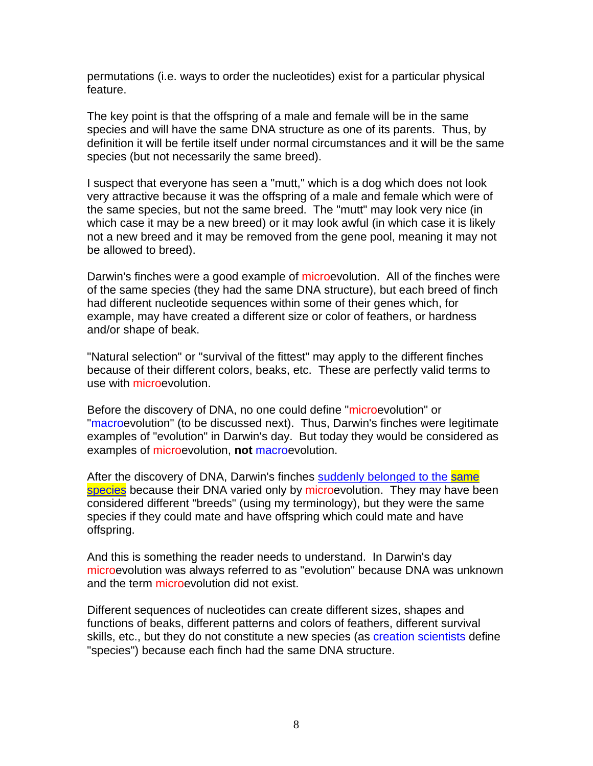permutations (i.e. ways to order the nucleotides) exist for a particular physical feature.

The key point is that the offspring of a male and female will be in the same species and will have the same DNA structure as one of its parents. Thus, by definition it will be fertile itself under normal circumstances and it will be the same species (but not necessarily the same breed).

I suspect that everyone has seen a "mutt," which is a dog which does not look very attractive because it was the offspring of a male and female which were of the same species, but not the same breed. The "mutt" may look very nice (in which case it may be a new breed) or it may look awful (in which case it is likely not a new breed and it may be removed from the gene pool, meaning it may not be allowed to breed).

Darwin's finches were a good example of microevolution. All of the finches were of the same species (they had the same DNA structure), but each breed of finch had different nucleotide sequences within some of their genes which, for example, may have created a different size or color of feathers, or hardness and/or shape of beak.

"Natural selection" or "survival of the fittest" may apply to the different finches because of their different colors, beaks, etc. These are perfectly valid terms to use with microevolution.

Before the discovery of DNA, no one could define "microevolution" or "macroevolution" (to be discussed next). Thus, Darwin's finches were legitimate examples of "evolution" in Darwin's day. But today they would be considered as examples of microevolution, **not** macroevolution.

After the discovery of DNA, Darwin's finches suddenly belonged to the same species because their DNA varied only by microevolution. They may have been considered different "breeds" (using my terminology), but they were the same species if they could mate and have offspring which could mate and have offspring.

And this is something the reader needs to understand. In Darwin's day microevolution was always referred to as "evolution" because DNA was unknown and the term microevolution did not exist.

Different sequences of nucleotides can create different sizes, shapes and functions of beaks, different patterns and colors of feathers, different survival skills, etc., but they do not constitute a new species (as creation scientists define "species") because each finch had the same DNA structure.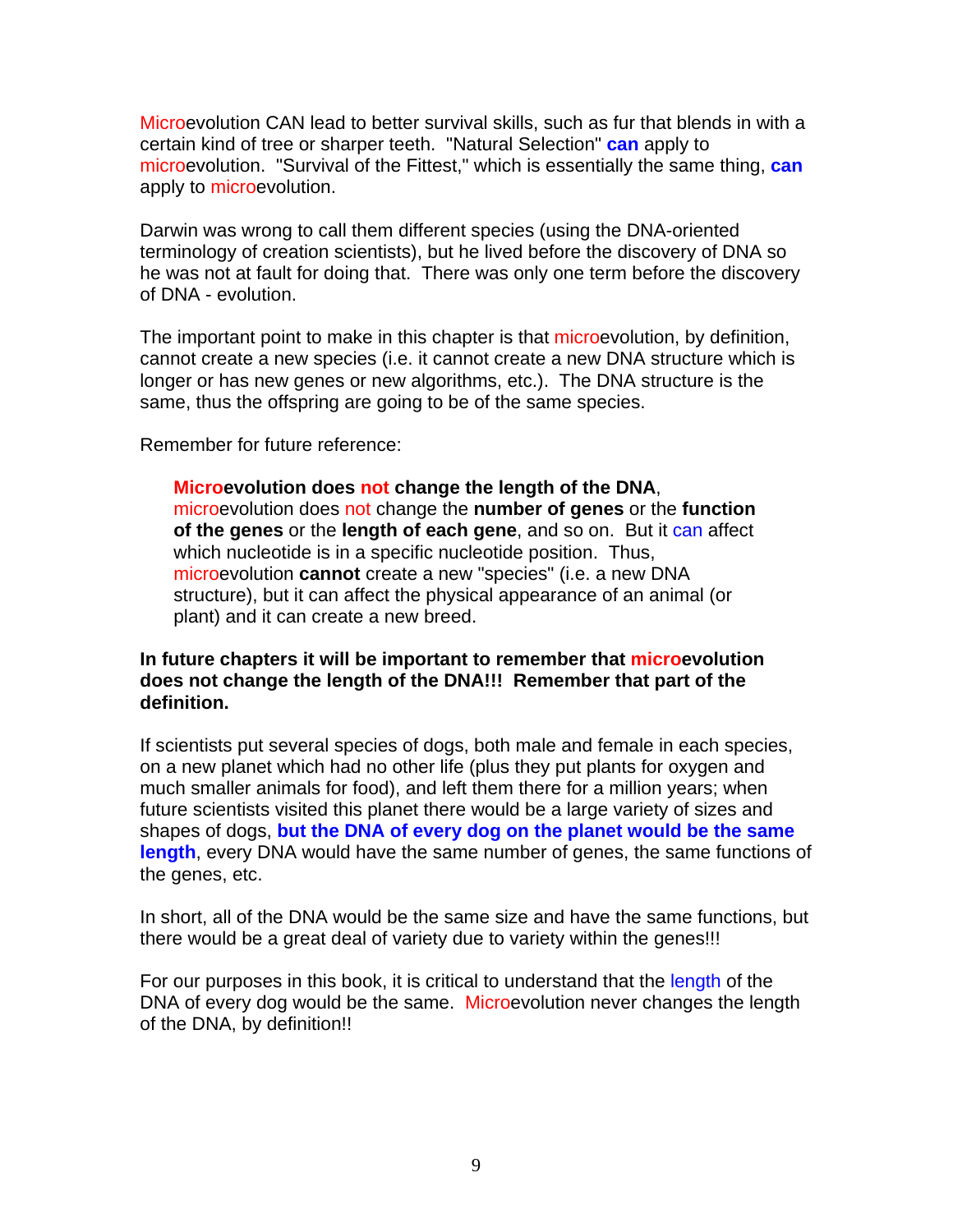Microevolution CAN lead to better survival skills, such as fur that blends in with a certain kind of tree or sharper teeth. "Natural Selection" **can** apply to microevolution. "Survival of the Fittest," which is essentially the same thing, **can** apply to microevolution.

Darwin was wrong to call them different species (using the DNA-oriented terminology of creation scientists), but he lived before the discovery of DNA so he was not at fault for doing that. There was only one term before the discovery of DNA - evolution.

The important point to make in this chapter is that microevolution, by definition, cannot create a new species (i.e. it cannot create a new DNA structure which is longer or has new genes or new algorithms, etc.). The DNA structure is the same, thus the offspring are going to be of the same species.

Remember for future reference:

> **Microevolution does not change the length of the DNA**, microevolution does not change the **number of genes** or the **function of the genes** or the **length of each gene**, and so on. But it can affect which nucleotide is in a specific nucleotide position. Thus, microevolution **cannot** create a new "species" (i.e. a new DNA structure), but it can affect the physical appearance of an animal (or plant) and it can create a new breed.

**In future chapters it will be important to remember that microevolution does not change the length of the DNA!!! Remember that part of the definition.**

If scientists put several species of dogs, both male and female in each species, on a new planet which had no other life (plus they put plants for oxygen and much smaller animals for food), and left them there for a million years; when future scientists visited this planet there would be a large variety of sizes and shapes of dogs, **but the DNA of every dog on the planet would be the same length**, every DNA would have the same number of genes, the same functions of the genes, etc.

In short, all of the DNA would be the same size and have the same functions, but there would be a great deal of variety due to variety within the genes!!!

For our purposes in this book, it is critical to understand that the length of the DNA of every dog would be the same. Microevolution never changes the length of the DNA, by definition!!